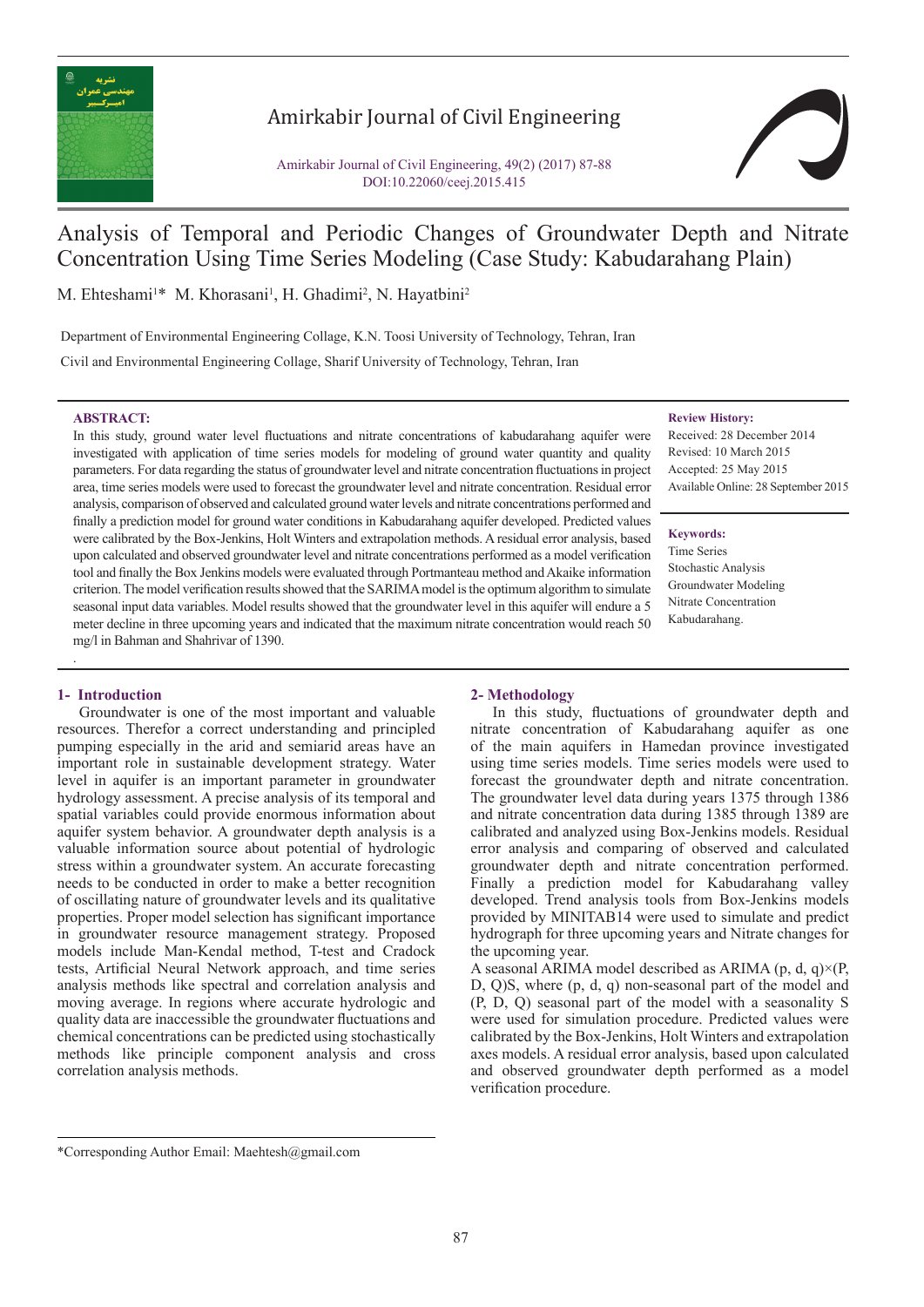# Analysis of Temporal and Periodic Changes of Groundwater Depth and Nitrate Concentration Using Time Series Modeling (Case Study: Kabudarahang Plain)

M. Ehteshami[1]* M. Khorasani[1], H. Ghadimi[2], N. Hayatbini[2]

Department of Environmental Engineering Collage, K.N. Toosi University of Technology, Tehran, Iran

Civil and Environmental Engineering Collage, Sharif University of Technology, Tehran, Iran

**ABSTRACT:**

In this study, ground water level fluctuations and nitrate concentrations of kabudarahang aquifer were investigated with application of time series models for modeling of ground water quantity and quality parameters. For data regarding the status of groundwater level and nitrate concentration fluctuations in project area, time series models were used to forecast the groundwater level and nitrate concentration. Residual error analysis, comparison of observed and calculated ground water levels and nitrate concentrations performed and finally a prediction model for ground water conditions in Kabudarahang aquifer developed. Predicted values were calibrated by the Box-Jenkins, Holt Winters and extrapolation methods. A residual error analysis, based upon calculated and observed groundwater level and nitrate concentrations performed as a model verification tool and finally the Box Jenkins models were evaluated through Portmanteau method and Akaike information criterion. The model verification results showed that the SARIMA model is the optimum algorithm to simulate seasonal input data variables. Model results showed that the groundwater level in this aquifer will endure a 5 meter decline in three upcoming years and indicated that the maximum nitrate concentration would reach 50 mg/l in Bahman and Shahrivar of 1390.

**Review History:**

Received: 28 December 2014
Revised: 10 March 2015
Accepted: 25 May 2015
Available Online: 28 September 2015

**Keywords:**

Time Series
Stochastic Analysis
Groundwater Modeling
Nitrate Concentration
Kabudarahang.

## 1- Introduction

Groundwater is one of the most important and valuable resources. Therefor a correct understanding and principled pumping especially in the arid and semiarid areas have an important role in sustainable development strategy. Water level in aquifer is an important parameter in groundwater hydrology assessment. A precise analysis of its temporal and spatial variables could provide enormous information about aquifer system behavior. A groundwater depth analysis is a valuable information source about potential of hydrologic stress within a groundwater system. An accurate forecasting needs to be conducted in order to make a better recognition of oscillating nature of groundwater levels and its qualitative properties. Proper model selection has significant importance in groundwater resource management strategy. Proposed models include Man-Kendal method, T-test and Cradock tests, Artificial Neural Network approach, and time series analysis methods like spectral and correlation analysis and moving average. In regions where accurate hydrologic and quality data are inaccessible the groundwater fluctuations and chemical concentrations can be predicted using stochastically methods like principle component analysis and cross correlation analysis methods.

## 2- Methodology

In this study, fluctuations of groundwater depth and nitrate concentration of Kabudarahang aquifer as one of the main aquifers in Hamedan province investigated using time series models. Time series models were used to forecast the groundwater depth and nitrate concentration. The groundwater level data during years 1375 through 1386 and nitrate concentration data during 1385 through 1389 are calibrated and analyzed using Box-Jenkins models. Residual error analysis and comparing of observed and calculated groundwater depth and nitrate concentration performed. Finally a prediction model for Kabudarahang valley developed. Trend analysis tools from Box-Jenkins models provided by MINITAB14 were used to simulate and predict hydrograph for three upcoming years and Nitrate changes for the upcoming year.

A seasonal ARIMA model described as ARIMA (p, d, q)×(P, D, Q)S, where (p, d, q) non-seasonal part of the model and (P, D, Q) seasonal part of the model with a seasonality S were used for simulation procedure. Predicted values were calibrated by the Box-Jenkins, Holt Winters and extrapolation axes models. A residual error analysis, based upon calculated and observed groundwater depth performed as a model verification procedure.

*Corresponding Author Email: Maehtesh@gmail.com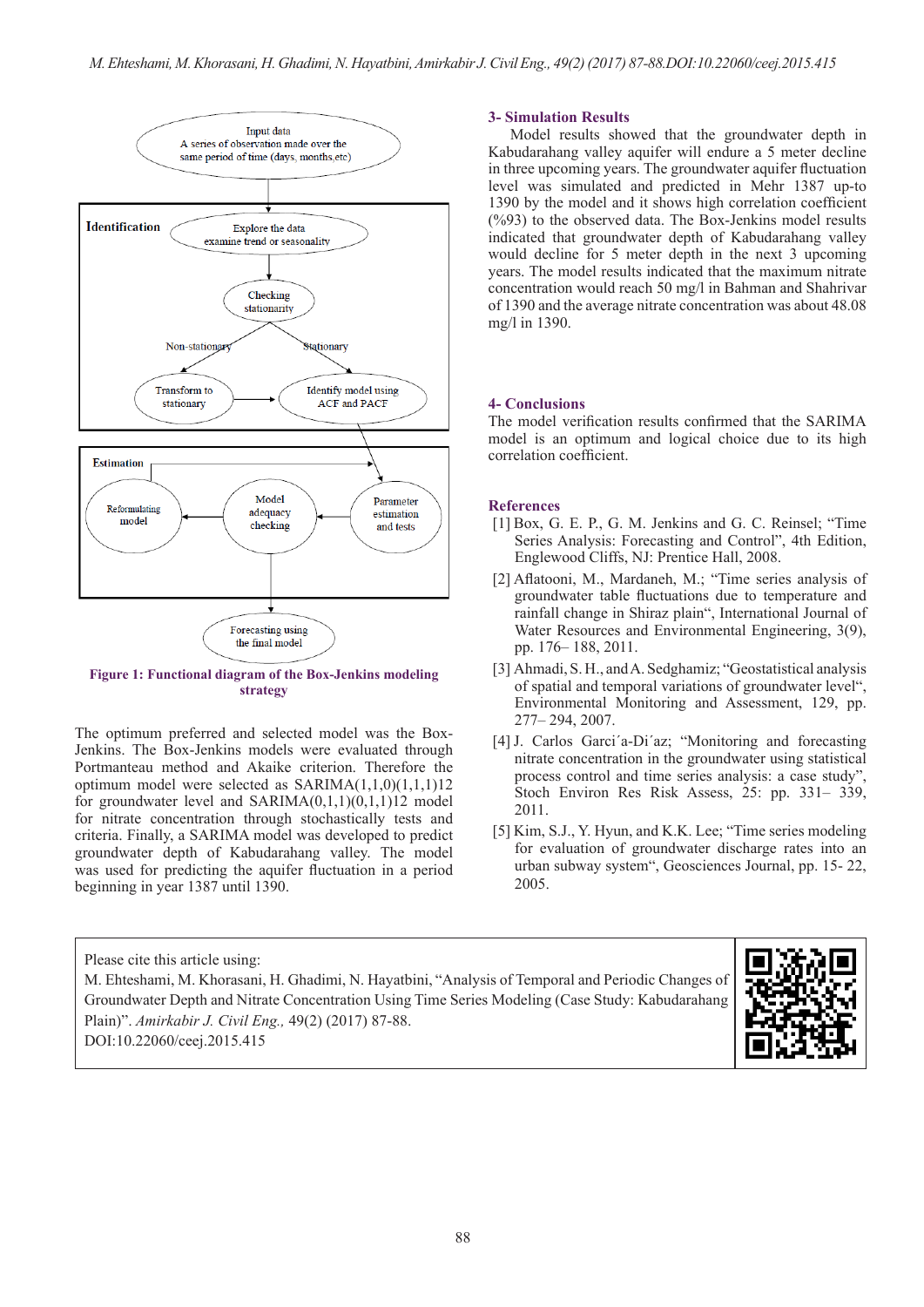Input data
A series of observation made over the same period of time (days, months,etc)

Identification

Explore the data
examine trend or seasonality

Checking stationarity

Non-stationary

Stationary

Transform to stationary

Identify model using ACF and PACF

Estimation

Reformulating model

Model adequacy checking

Parameter estimation and tests

Forecasting using the final model

**Figure 1: Functional diagram of the Box-Jenkins modeling strategy**

The optimum preferred and selected model was the Box-Jenkins. The Box-Jenkins models were evaluated through Portmanteau method and Akaike criterion. Therefore the optimum model were selected as SARIMA(1,1,0)(1,1,1)12 for groundwater level and SARIMA(0,1,1)(0,1,1)12 model for nitrate concentration through stochastically tests and criteria. Finally, a SARIMA model was developed to predict groundwater depth of Kabudarahang valley. The model was used for predicting the aquifer fluctuation in a period beginning in year 1387 until 1390.

## 3- Simulation Results

Model results showed that the groundwater depth in Kabudarahang valley aquifer will endure a 5 meter decline in three upcoming years. The groundwater aquifer fluctuation level was simulated and predicted in Mehr 1387 up-to 1390 by the model and it shows high correlation coefficient (%93) to the observed data. The Box-Jenkins model results indicated that groundwater depth of Kabudarahang valley would decline for 5 meter depth in the next 3 upcoming years. The model results indicated that the maximum nitrate concentration would reach 50 mg/l in Bahman and Shahrivar of 1390 and the average nitrate concentration was about 48.08 mg/l in 1390.

## 4- Conclusions

The model verification results confirmed that the SARIMA model is an optimum and logical choice due to its high correlation coefficient.

## References

[1] Box, G. E. P., G. M. Jenkins and G. C. Reinsel; "Time Series Analysis: Forecasting and Control", 4th Edition, Englewood Cliffs, NJ: Prentice Hall, 2008.

[2] Aflatooni, M., Mardaneh, M.; "Time series analysis of groundwater table fluctuations due to temperature and rainfall change in Shiraz plain", International Journal of Water Resources and Environmental Engineering, 3(9), pp. 176– 188, 2011.

[3] Ahmadi, S. H., and A. Sedghamiz; "Geostatistical analysis of spatial and temporal variations of groundwater level", Environmental Monitoring and Assessment, 129, pp. 277– 294, 2007.

[4] J. Carlos Garci´a-Di´az; "Monitoring and forecasting nitrate concentration in the groundwater using statistical process control and time series analysis: a case study", Stoch Environ Res Risk Assess, 25: pp. 331– 339, 2011.

[5] Kim, S.J., Y. Hyun, and K.K. Lee; "Time series modeling for evaluation of groundwater discharge rates into an urban subway system", Geosciences Journal, pp. 15- 22, 2005.

Please cite this article using:
M. Ehteshami, M. Khorasani, H. Ghadimi, N. Hayatbini, "Analysis of Temporal and Periodic Changes of Groundwater Depth and Nitrate Concentration Using Time Series Modeling (Case Study: Kabudarahang Plain)". *Amirkabir J. Civil Eng.,* 49(2) (2017) 87-88.
DOI:10.22060/ceej.2015.415